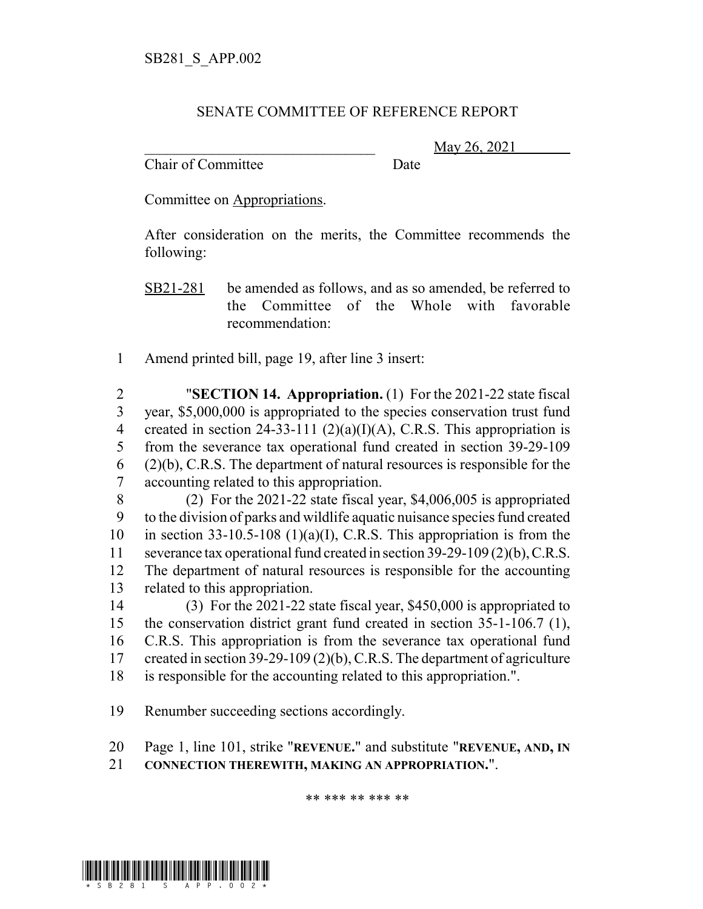SB281_S_APP.002

# SENATE COMMITTEE OF REFERENCE REPORT

________________________________ May 26, 2021

Chair of Committee Date

Committee on Appropriations.

After consideration on the merits, the Committee recommends the following:

SB21-281 be amended as follows, and as so amended, be referred to the Committee of the Whole with favorable recommendation:

1 Amend printed bill, page 19, after line 3 insert:

2 "**SECTION 14. Appropriation.** (1) For the 2021-22 state fiscal
3 year, $5,000,000 is appropriated to the species conservation trust fund
4 created in section 24-33-111 (2)(a)(I)(A), C.R.S. This appropriation is
5 from the severance tax operational fund created in section 39-29-109
6 (2)(b), C.R.S. The department of natural resources is responsible for the
7 accounting related to this appropriation.

8 (2) For the 2021-22 state fiscal year, $4,006,005 is appropriated
9 to the division of parks and wildlife aquatic nuisance species fund created
10 in section 33-10.5-108 (1)(a)(I), C.R.S. This appropriation is from the
11 severance tax operational fund created in section 39-29-109 (2)(b), C.R.S.
12 The department of natural resources is responsible for the accounting
13 related to this appropriation.

14 (3) For the 2021-22 state fiscal year, $450,000 is appropriated to
15 the conservation district grant fund created in section 35-1-106.7 (1),
16 C.R.S. This appropriation is from the severance tax operational fund
17 created in section 39-29-109 (2)(b), C.R.S. The department of agriculture
18 is responsible for the accounting related to this appropriation.".

19 Renumber succeeding sections accordingly.

20 Page 1, line 101, strike "**REVENUE.**" and substitute "**REVENUE, AND, IN**
21 **CONNECTION THEREWITH, MAKING AN APPROPRIATION.**".

** *** ** *** **